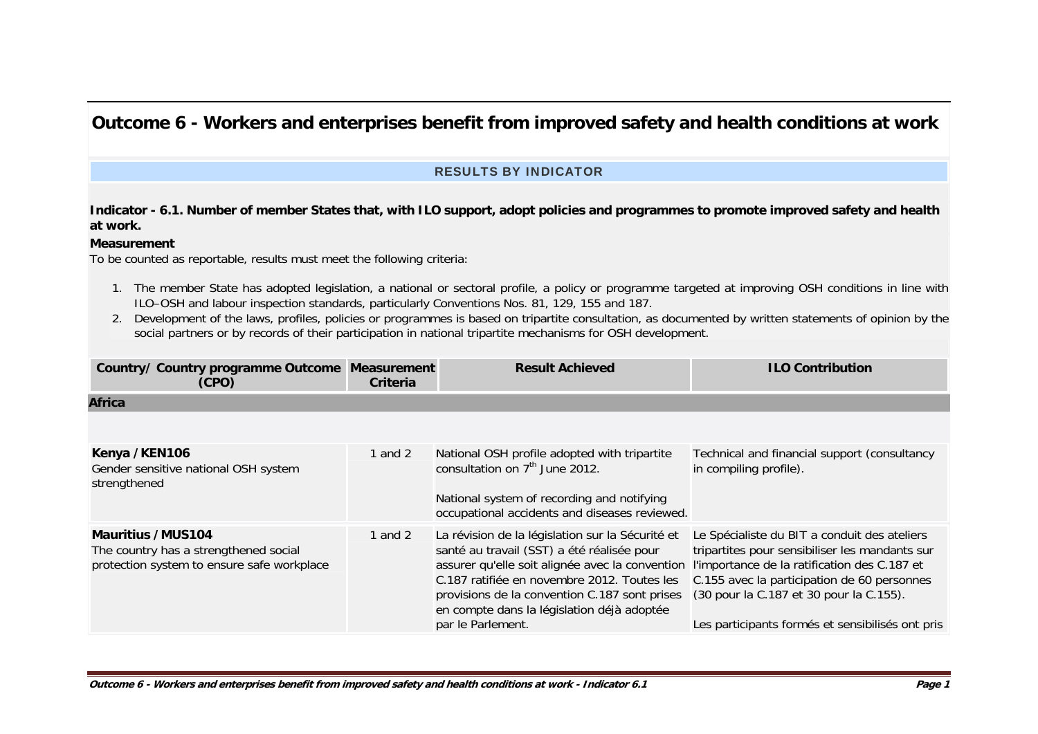# Outcome 6 - Workers and enterprises benefit from improved safety and health conditions at work

## RESULTS BY INDICATOR

### Indicator - 6.1. Number of member States that, with ILO support, adopt policies and programmes to promote improved safety and health at work.

**Measurement**

To be counted as reportable, results must meet the following criteria:

1. The member State has adopted legislation, a national or sectoral profile, a policy or programme targeted at improving OSH conditions in line with ILO–OSH and labour inspection standards, particularly Conventions Nos. 81, 129, 155 and 187.
2. Development of the laws, profiles, policies or programmes is based on tripartite consultation, as documented by written statements of opinion by the social partners or by records of their participation in national tripartite mechanisms for OSH development.

| Country/ Country programme Outcome (CPO) | Measurement Criteria | Result Achieved | ILO Contribution |
|---|---|---|---|
| **Africa** | | | |
| **Kenya / KEN106**<br>Gender sensitive national OSH system strengthened | 1 and 2 | National OSH profile adopted with tripartite consultation on 7th June 2012.<br><br>National system of recording and notifying occupational accidents and diseases reviewed. | Technical and financial support (consultancy in compiling profile). |
| **Mauritius / MUS104**<br>The country has a strengthened social protection system to ensure safe workplace | 1 and 2 | La révision de la législation sur la Sécurité et santé au travail (SST) a été réalisée pour assurer qu'elle soit alignée avec la convention C.187 ratifiée en novembre 2012. Toutes les provisions de la convention C.187 sont prises en compte dans la législation déjà adoptée par le Parlement. | Le Spécialiste du BIT a conduit des ateliers tripartites pour sensibiliser les mandants sur l'importance de la ratification des C.187 et C.155 avec la participation de 60 personnes (30 pour la C.187 et 30 pour la C.155).<br><br>Les participants formés et sensibilisés ont pris |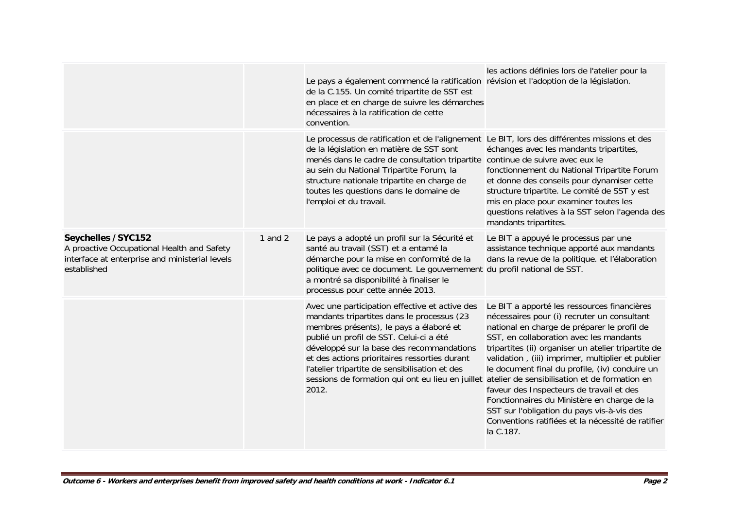| | | | |
|---|---|---|---|
| | | Le pays a également commencé la ratification de la C.155. Un comité tripartite de SST est en place et en charge de suivre les démarches nécessaires à la ratification de cette convention. | les actions définies lors de l'atelier pour la révision et l'adoption de la législation. |
| | | Le processus de ratification et de l'alignement de la législation en matière de SST sont menés dans le cadre de consultation tripartite au sein du National Tripartite Forum, la structure nationale tripartite en charge de toutes les questions dans le domaine de l'emploi et du travail. | Le BIT, lors des différentes missions et des échanges avec les mandants tripartites, continue de suivre avec eux le fonctionnement du National Tripartite Forum et donne des conseils pour dynamiser cette structure tripartite. Le comité de SST y est mis en place pour examiner toutes les questions relatives à la SST selon l'agenda des mandants tripartites. |
| **Seychelles / SYC152**<br>A proactive Occupational Health and Safety interface at enterprise and ministerial levels established | 1 and 2 | Le pays a adopté un profil sur la Sécurité et santé au travail (SST) et a entamé la démarche pour la mise en conformité de la politique avec ce document. Le gouvernement a montré sa disponibilité à finaliser le processus pour cette année 2013. | Le BIT a appuyé le processus par une assistance technique apporté aux mandants dans la revue de la politique. et l'élaboration du profil national de SST. |
| | | Avec une participation effective et active des mandants tripartites dans le processus (23 membres présents), le pays a élaboré et publié un profil de SST. Celui-ci a été développé sur la base des recommandations et des actions prioritaires ressorties durant l'atelier tripartite de sensibilisation et des sessions de formation qui ont eu lieu en juillet 2012. | Le BIT a apporté les ressources financières nécessaires pour (i) recruter un consultant national en charge de préparer le profil de SST, en collaboration avec les mandants tripartites (ii) organiser un atelier tripartite de validation , (iii) imprimer, multiplier et publier le document final du profile, (iv) conduire un atelier de sensibilisation et de formation en faveur des Inspecteurs de travail et des Fonctionnaires du Ministère en charge de la SST sur l'obligation du pays vis-à-vis des Conventions ratifiées et la nécessité de ratifier la C.187. |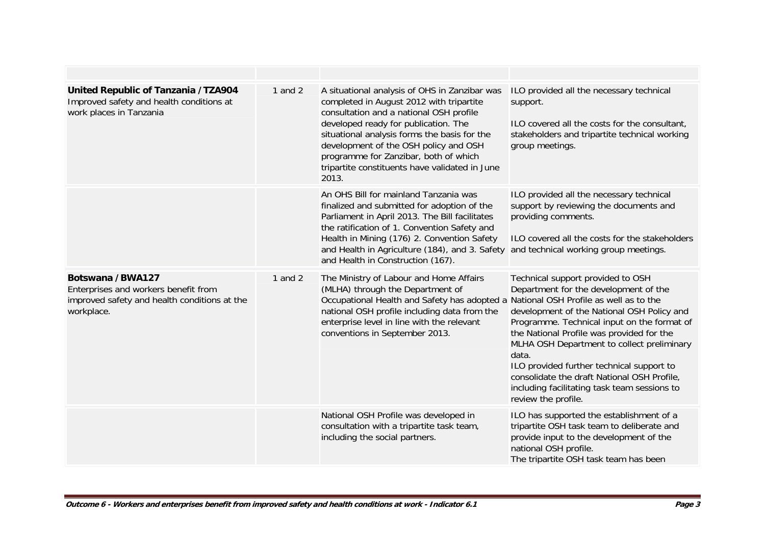| | | | |
|---|---|---|---|
| **United Republic of Tanzania / TZA904**<br>Improved safety and health conditions at work places in Tanzania | 1 and 2 | A situational analysis of OHS in Zanzibar was completed in August 2012 with tripartite consultation and a national OSH profile developed ready for publication. The situational analysis forms the basis for the development of the OSH policy and OSH programme for Zanzibar, both of which tripartite constituents have validated in June 2013. | ILO provided all the necessary technical support.<br><br>ILO covered all the costs for the consultant, stakeholders and tripartite technical working group meetings. |
| | | An OHS Bill for mainland Tanzania was finalized and submitted for adoption of the Parliament in April 2013. The Bill facilitates the ratification of 1. Convention Safety and Health in Mining (176) 2. Convention Safety and Health in Agriculture (184), and 3. Safety and Health in Construction (167). | ILO provided all the necessary technical support by reviewing the documents and providing comments.<br><br>ILO covered all the costs for the stakeholders and technical working group meetings. |
| **Botswana / BWA127**<br>Enterprises and workers benefit from improved safety and health conditions at the workplace. | 1 and 2 | The Ministry of Labour and Home Affairs (MLHA) through the Department of Occupational Health and Safety has adopted a national OSH profile including data from the enterprise level in line with the relevant conventions in September 2013. | Technical support provided to OSH Department for the development of the National OSH Profile as well as to the development of the National OSH Policy and Programme. Technical input on the format of the National Profile was provided for the MLHA OSH Department to collect preliminary data.<br>ILO provided further technical support to consolidate the draft National OSH Profile, including facilitating task team sessions to review the profile. |
| | | National OSH Profile was developed in consultation with a tripartite task team, including the social partners. | ILO has supported the establishment of a tripartite OSH task team to deliberate and provide input to the development of the national OSH profile.<br>The tripartite OSH task team has been |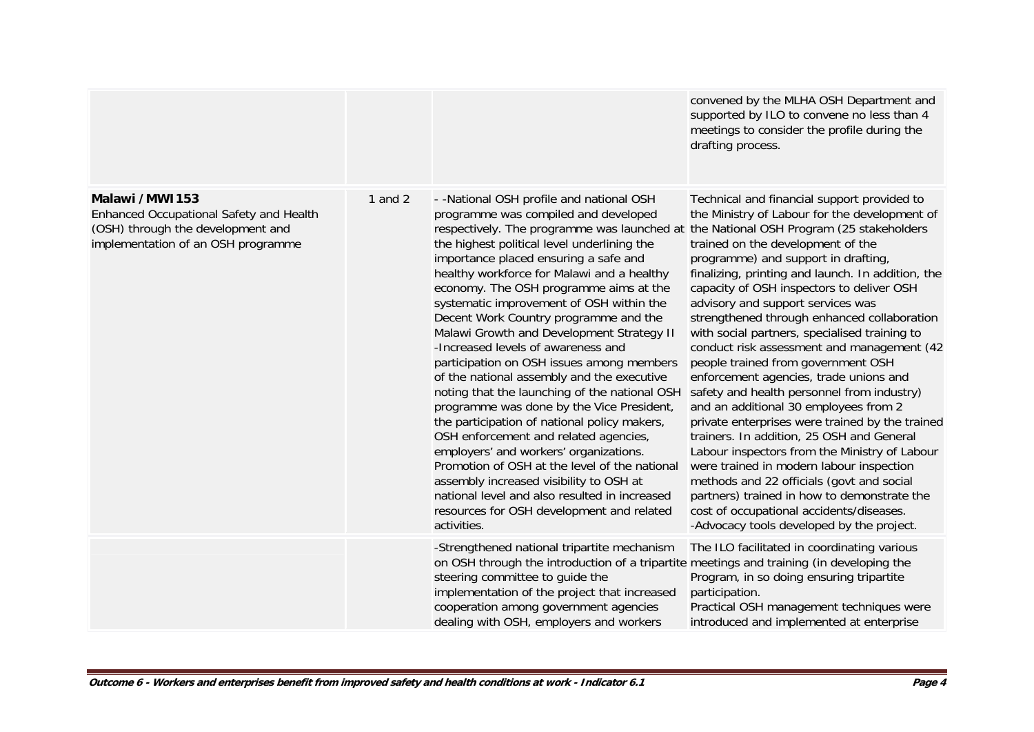| | | | |
|---|---|---|---|
| | | | convened by the MLHA OSH Department and supported by ILO to convene no less than 4 meetings to consider the profile during the drafting process. |
| **Malawi / MWI153**<br>Enhanced Occupational Safety and Health (OSH) through the development and implementation of an OSH programme | 1 and 2 | - -National OSH profile and national OSH programme was compiled and developed respectively. The programme was launched at the highest political level underlining the importance placed ensuring a safe and healthy workforce for Malawi and a healthy economy. The OSH programme aims at the systematic improvement of OSH within the Decent Work Country programme and the Malawi Growth and Development Strategy II<br>-Increased levels of awareness and participation on OSH issues among members of the national assembly and the executive noting that the launching of the national OSH programme was done by the Vice President, the participation of national policy makers, OSH enforcement and related agencies, employers' and workers' organizations. Promotion of OSH at the level of the national assembly increased visibility to OSH at national level and also resulted in increased resources for OSH development and related activities. | Technical and financial support provided to the Ministry of Labour for the development of the National OSH Program (25 stakeholders trained on the development of the programme) and support in drafting, finalizing, printing and launch. In addition, the capacity of OSH inspectors to deliver OSH advisory and support services was strengthened through enhanced collaboration with social partners, specialised training to conduct risk assessment and management (42 people trained from government OSH enforcement agencies, trade unions and safety and health personnel from industry) and an additional 30 employees from 2 private enterprises were trained by the trained trainers. In addition, 25 OSH and General Labour inspectors from the Ministry of Labour were trained in modern labour inspection methods and 22 officials (govt and social partners) trained in how to demonstrate the cost of occupational accidents/diseases.<br>-Advocacy tools developed by the project. |
| | | -Strengthened national tripartite mechanism on OSH through the introduction of a tripartite steering committee to guide the implementation of the project that increased cooperation among government agencies dealing with OSH, employers and workers | The ILO facilitated in coordinating various meetings and training (in developing the Program, in so doing ensuring tripartite participation.<br>Practical OSH management techniques were introduced and implemented at enterprise |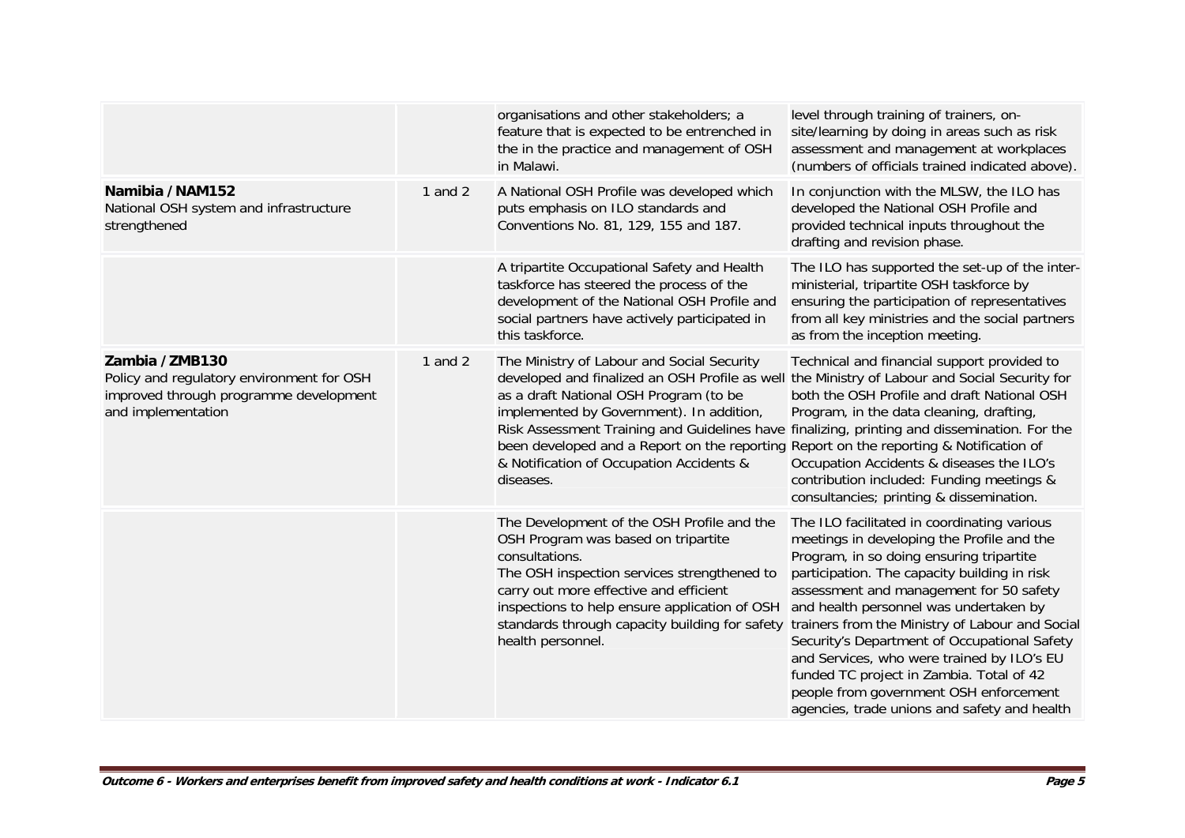|  |  |  |  |
|---|---|---|---|
|  |  | organisations and other stakeholders; a feature that is expected to be entrenched in the in the practice and management of OSH in Malawi. | level through training of trainers, on-site/learning by doing in areas such as risk assessment and management at workplaces (numbers of officials trained indicated above). |
| **Namibia / NAM152**<br>National OSH system and infrastructure strengthened | 1 and 2 | A National OSH Profile was developed which puts emphasis on ILO standards and Conventions No. 81, 129, 155 and 187. | In conjunction with the MLSW, the ILO has developed the National OSH Profile and provided technical inputs throughout the drafting and revision phase. |
|  |  | A tripartite Occupational Safety and Health taskforce has steered the process of the development of the National OSH Profile and social partners have actively participated in this taskforce. | The ILO has supported the set-up of the inter-ministerial, tripartite OSH taskforce by ensuring the participation of representatives from all key ministries and the social partners as from the inception meeting. |
| **Zambia / ZMB130**<br>Policy and regulatory environment for OSH improved through programme development and implementation | 1 and 2 | The Ministry of Labour and Social Security developed and finalized an OSH Profile as well as a draft National OSH Program (to be implemented by Government). In addition, Risk Assessment Training and Guidelines have been developed and a Report on the reporting & Notification of Occupation Accidents & diseases. | Technical and financial support provided to the Ministry of Labour and Social Security for both the OSH Profile and draft National OSH Program, in the data cleaning, drafting, finalizing, printing and dissemination. For the Report on the reporting & Notification of Occupation Accidents & diseases the ILO's contribution included: Funding meetings & consultancies; printing & dissemination. |
|  |  | The Development of the OSH Profile and the OSH Program was based on tripartite consultations.<br>The OSH inspection services strengthened to carry out more effective and efficient inspections to help ensure application of OSH standards through capacity building for safety health personnel. | The ILO facilitated in coordinating various meetings in developing the Profile and the Program, in so doing ensuring tripartite participation. The capacity building in risk assessment and management for 50 safety and health personnel was undertaken by trainers from the Ministry of Labour and Social Security's Department of Occupational Safety and Services, who were trained by ILO's EU funded TC project in Zambia. Total of 42 people from government OSH enforcement agencies, trade unions and safety and health |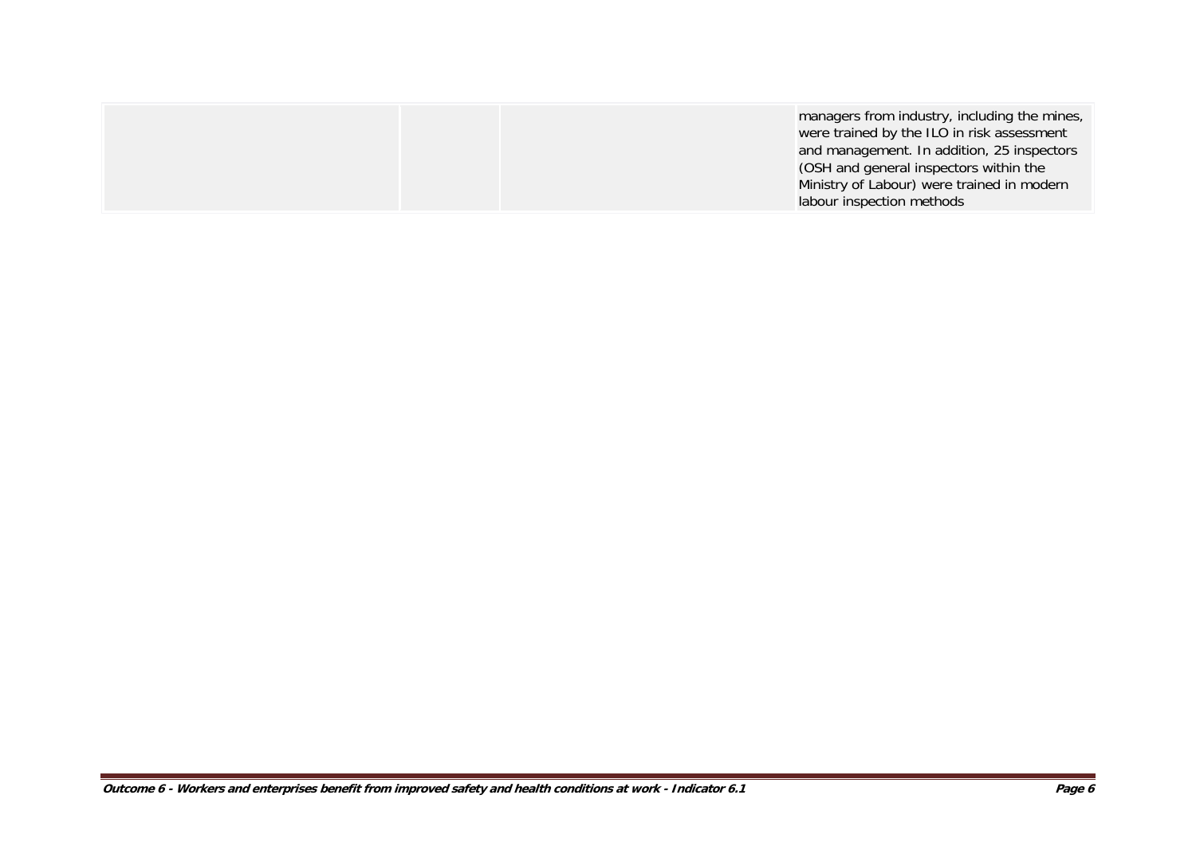| | | | |
|---|---|---|---|
| | | | managers from industry, including the mines, were trained by the ILO in risk assessment and management. In addition, 25 inspectors (OSH and general inspectors within the Ministry of Labour) were trained in modern labour inspection methods |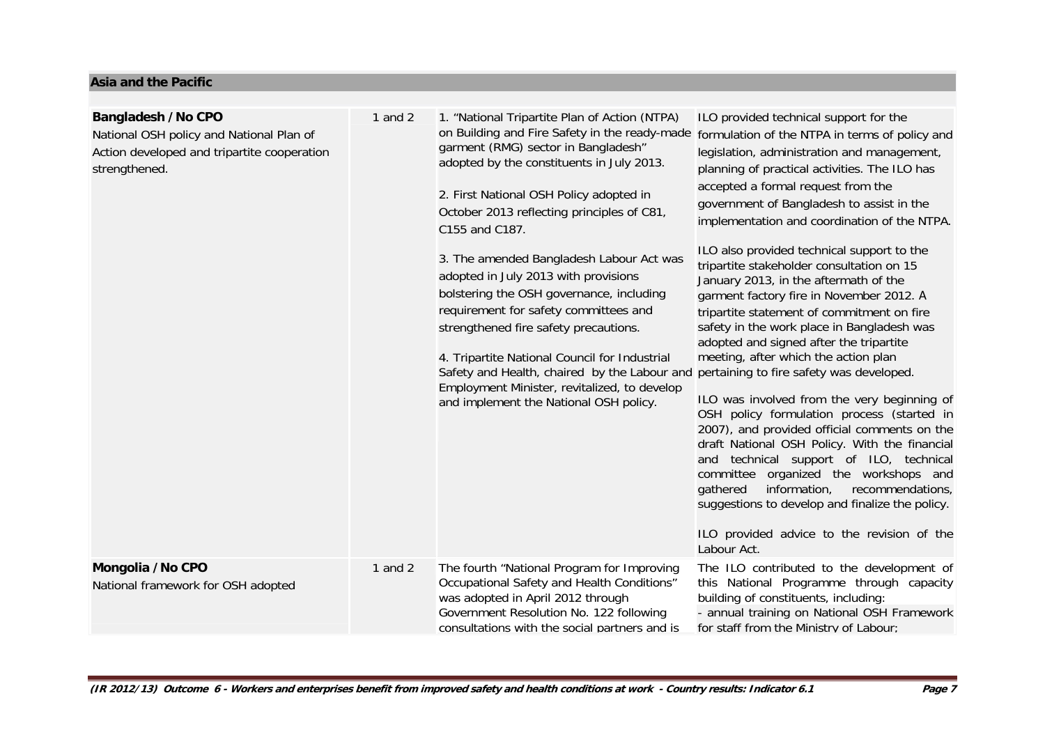## Asia and the Pacific

| | | | |
|---|---|---|---|
| **Bangladesh / No CPO**<br>National OSH policy and National Plan of Action developed and tripartite cooperation strengthened. | 1 and 2 | 1. "National Tripartite Plan of Action (NTPA) on Building and Fire Safety in the ready-made garment (RMG) sector in Bangladesh" adopted by the constituents in July 2013.<br><br>2. First National OSH Policy adopted in October 2013 reflecting principles of C81, C155 and C187.<br><br>3. The amended Bangladesh Labour Act was adopted in July 2013 with provisions bolstering the OSH governance, including requirement for safety committees and strengthened fire safety precautions.<br><br>4. Tripartite National Council for Industrial Safety and Health, chaired by the Labour and Employment Minister, revitalized, to develop and implement the National OSH policy. | ILO provided technical support for the formulation of the NTPA in terms of policy and legislation, administration and management, planning of practical activities. The ILO has accepted a formal request from the government of Bangladesh to assist in the implementation and coordination of the NTPA.<br><br>ILO also provided technical support to the tripartite stakeholder consultation on 15 January 2013, in the aftermath of the garment factory fire in November 2012. A tripartite statement of commitment on fire safety in the work place in Bangladesh was adopted and signed after the tripartite meeting, after which the action plan pertaining to fire safety was developed.<br><br>ILO was involved from the very beginning of OSH policy formulation process (started in 2007), and provided official comments on the draft National OSH Policy. With the financial and technical support of ILO, technical committee organized the workshops and gathered information, recommendations, suggestions to develop and finalize the policy.<br><br>ILO provided advice to the revision of the Labour Act. |
| **Mongolia / No CPO**<br>National framework for OSH adopted | 1 and 2 | The fourth "National Program for Improving Occupational Safety and Health Conditions" was adopted in April 2012 through Government Resolution No. 122 following consultations with the social partners and is | The ILO contributed to the development of this National Programme through capacity building of constituents, including:<br>- annual training on National OSH Framework for staff from the Ministry of Labour; |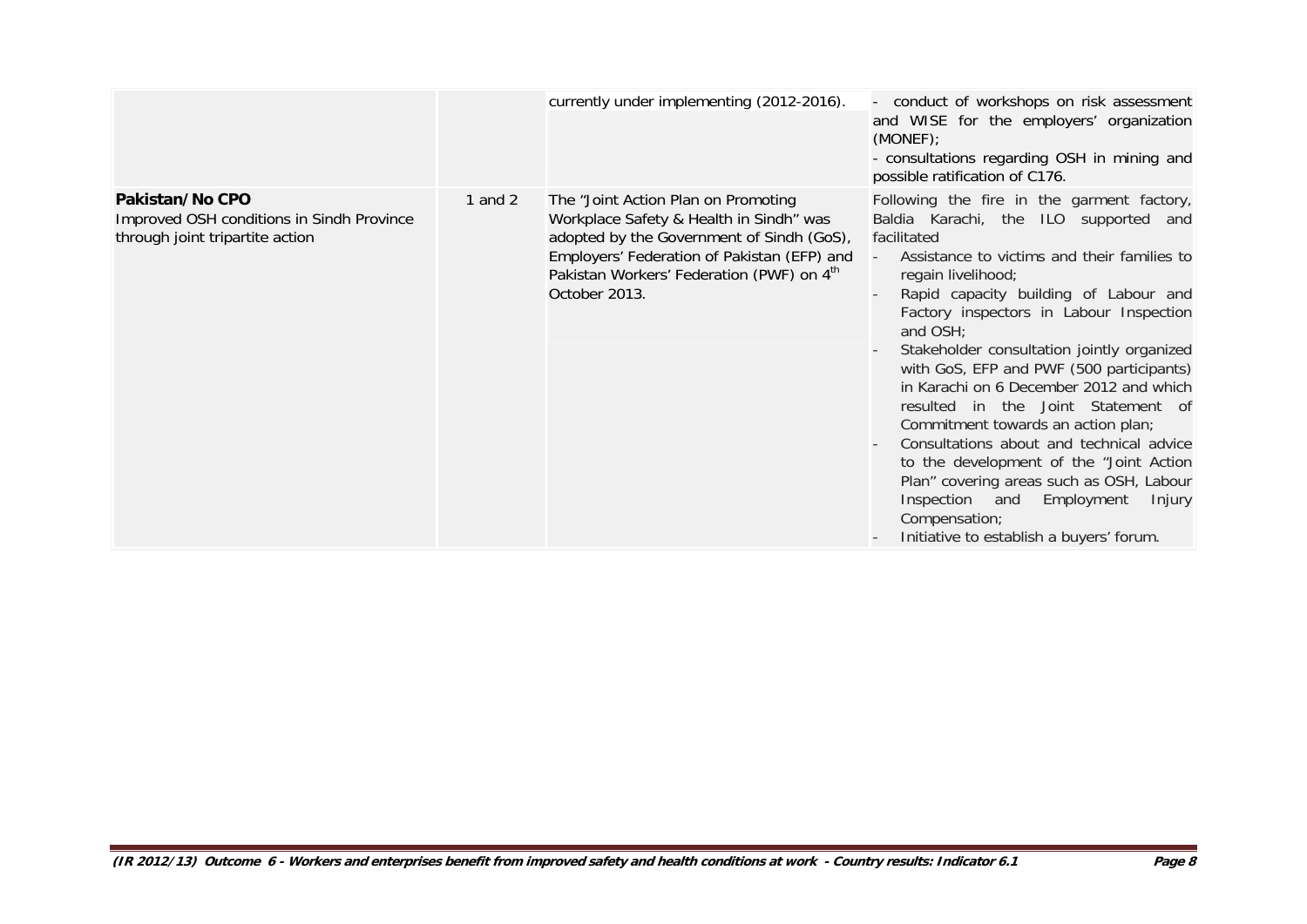| | | | |
|---|---|---|---|
| | | currently under implementing (2012-2016). | - conduct of workshops on risk assessment and WISE for the employers' organization (MONEF);<br>- consultations regarding OSH in mining and possible ratification of C176. |
| **Pakistan/No CPO**<br>Improved OSH conditions in Sindh Province through joint tripartite action | 1 and 2 | The "Joint Action Plan on Promoting Workplace Safety & Health in Sindh" was adopted by the Government of Sindh (GoS), Employers' Federation of Pakistan (EFP) and Pakistan Workers' Federation (PWF) on 4th October 2013. | Following the fire in the garment factory, Baldia Karachi, the ILO supported and facilitated<br>- Assistance to victims and their families to regain livelihood;<br>- Rapid capacity building of Labour and Factory inspectors in Labour Inspection and OSH;<br>- Stakeholder consultation jointly organized with GoS, EFP and PWF (500 participants) in Karachi on 6 December 2012 and which resulted in the Joint Statement of Commitment towards an action plan;<br>- Consultations about and technical advice to the development of the "Joint Action Plan" covering areas such as OSH, Labour Inspection and Employment Injury Compensation;<br>- Initiative to establish a buyers' forum. |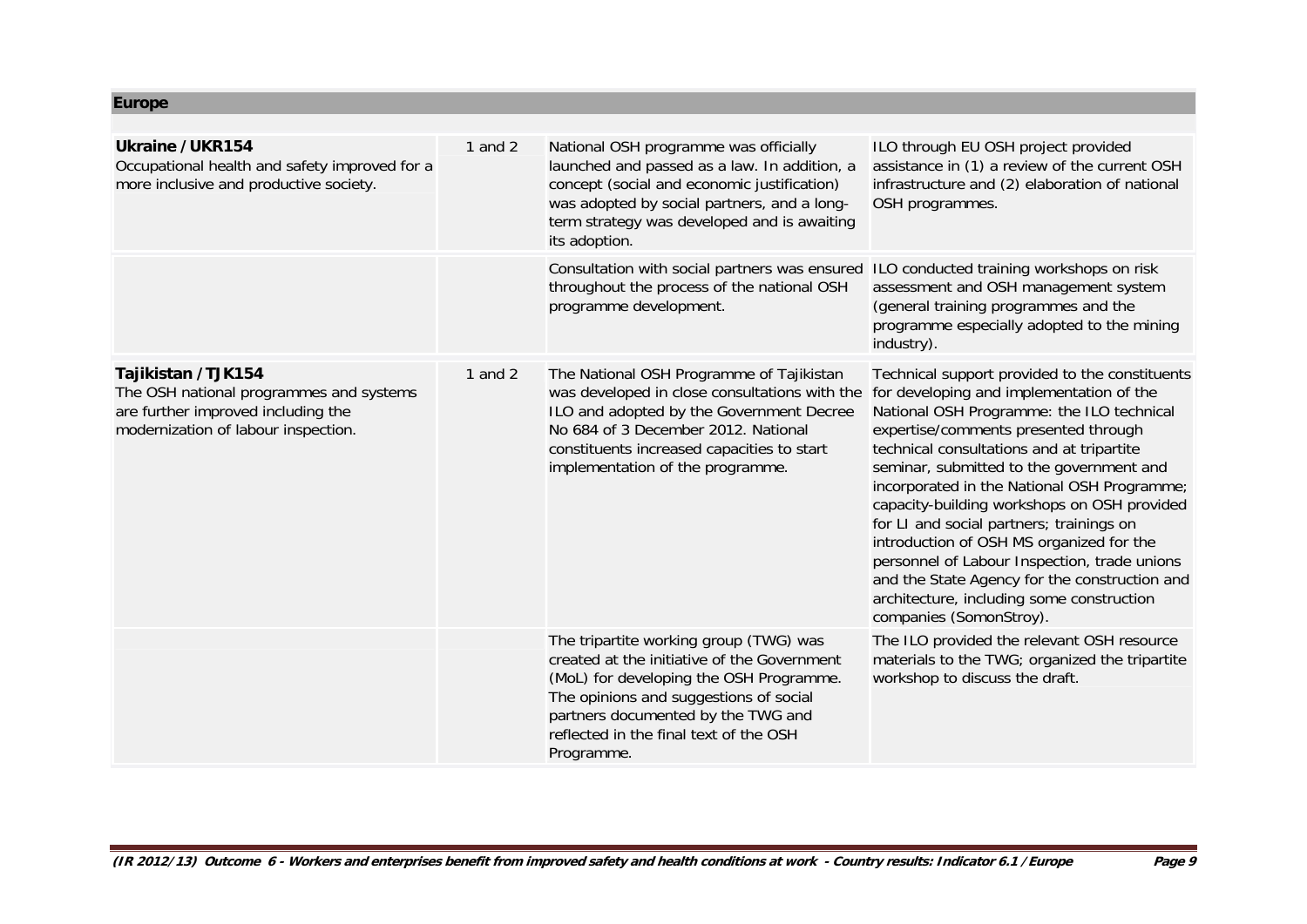## Europe

| | | | |
|---|---|---|---|
| **Ukraine / UKR154**<br>Occupational health and safety improved for a more inclusive and productive society. | 1 and 2 | National OSH programme was officially launched and passed as a law. In addition, a concept (social and economic justification) was adopted by social partners, and a long-term strategy was developed and is awaiting its adoption. | ILO through EU OSH project provided assistance in (1) a review of the current OSH infrastructure and (2) elaboration of national OSH programmes. |
| | | Consultation with social partners was ensured throughout the process of the national OSH programme development. | ILO conducted training workshops on risk assessment and OSH management system (general training programmes and the programme especially adopted to the mining industry). |
| **Tajikistan / TJK154**<br>The OSH national programmes and systems are further improved including the modernization of labour inspection. | 1 and 2 | The National OSH Programme of Tajikistan was developed in close consultations with the ILO and adopted by the Government Decree No 684 of 3 December 2012. National constituents increased capacities to start implementation of the programme. | Technical support provided to the constituents for developing and implementation of the National OSH Programme: the ILO technical expertise/comments presented through technical consultations and at tripartite seminar, submitted to the government and incorporated in the National OSH Programme; capacity-building workshops on OSH provided for LI and social partners; trainings on introduction of OSH MS organized for the personnel of Labour Inspection, trade unions and the State Agency for the construction and architecture, including some construction companies (SomonStroy). |
| | | The tripartite working group (TWG) was created at the initiative of the Government (MoL) for developing the OSH Programme. The opinions and suggestions of social partners documented by the TWG and reflected in the final text of the OSH Programme. | The ILO provided the relevant OSH resource materials to the TWG; organized the tripartite workshop to discuss the draft. |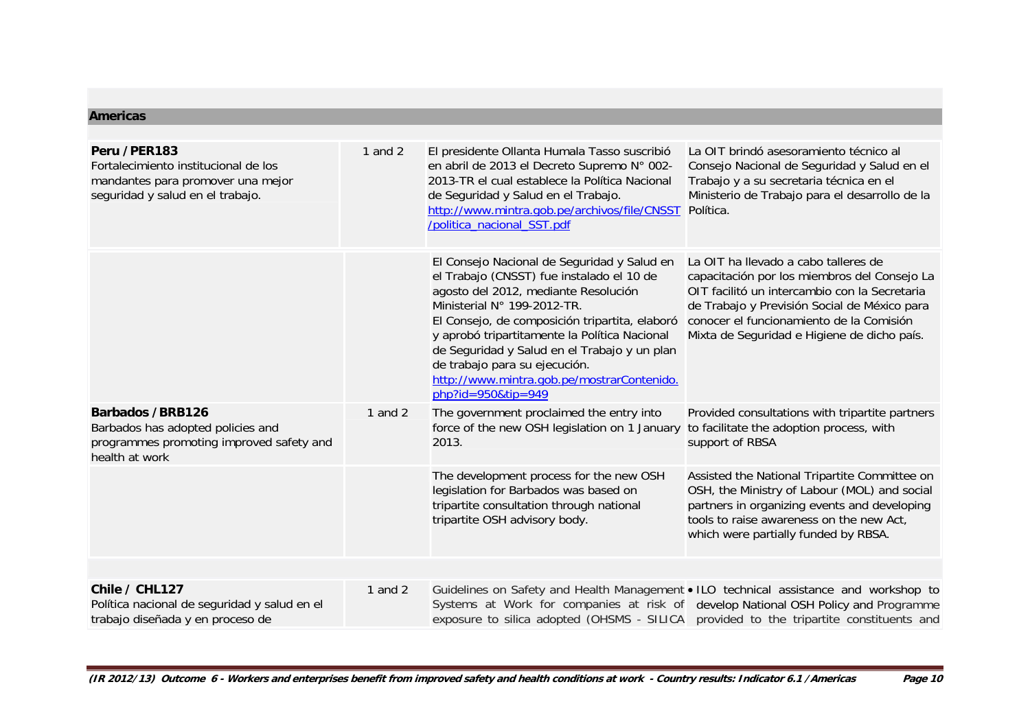## Americas

| | | | |
|---|---|---|---|
| **Peru / PER183**<br>Fortalecimiento institucional de los mandantes para promover una mejor seguridad y salud en el trabajo. | 1 and 2 | El presidente Ollanta Humala Tasso suscribió en abril de 2013 el Decreto Supremo N° 002-2013-TR el cual establece la Política Nacional de Seguridad y Salud en el Trabajo.<br>http://www.mintra.gob.pe/archivos/file/CNSST/politica_nacional_SST.pdf | La OIT brindó asesoramiento técnico al Consejo Nacional de Seguridad y Salud en el Trabajo y a su secretaria técnica en el Ministerio de Trabajo para el desarrollo de la Política. |
| | | El Consejo Nacional de Seguridad y Salud en el Trabajo (CNSST) fue instalado el 10 de agosto del 2012, mediante Resolución Ministerial N° 199-2012-TR.<br>El Consejo, de composición tripartita, elaboró y aprobó tripartitamente la Política Nacional de Seguridad y Salud en el Trabajo y un plan de trabajo para su ejecución.<br>http://www.mintra.gob.pe/mostrarContenido.php?id=950&tip=949 | La OIT ha llevado a cabo talleres de capacitación por los miembros del Consejo La OIT facilitó un intercambio con la Secretaria de Trabajo y Previsión Social de México para conocer el funcionamiento de la Comisión Mixta de Seguridad e Higiene de dicho país. |
| **Barbados / BRB126**<br>Barbados has adopted policies and programmes promoting improved safety and health at work | 1 and 2 | The government proclaimed the entry into force of the new OSH legislation on 1 January 2013. | Provided consultations with tripartite partners to facilitate the adoption process, with support of RBSA |
| | | The development process for the new OSH legislation for Barbados was based on tripartite consultation through national tripartite OSH advisory body. | Assisted the National Tripartite Committee on OSH, the Ministry of Labour (MOL) and social partners in organizing events and developing tools to raise awareness on the new Act, which were partially funded by RBSA. |
| **Chile / CHL127**<br>Política nacional de seguridad y salud en el trabajo diseñada y en proceso de | 1 and 2 | Guidelines on Safety and Health Management Systems at Work for companies at risk of exposure to silica adopted (OHSMS - SILICA | • ILO technical assistance and workshop to develop National OSH Policy and Programme provided to the tripartite constituents and |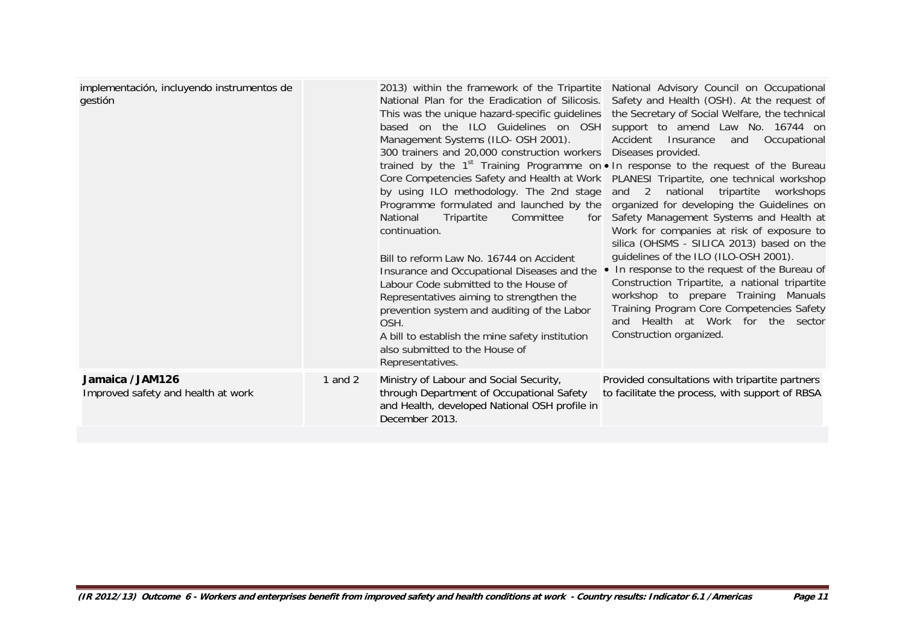| | | | |
|---|---|---|---|
| implementación, incluyendo instrumentos de gestión | | 2013) within the framework of the Tripartite National Plan for the Eradication of Silicosis. This was the unique hazard-specific guidelines based on the ILO Guidelines on OSH Management Systems (ILO- OSH 2001).<br>300 trainers and 20,000 construction workers trained by the 1st Training Programme on Core Competencies Safety and Health at Work by using ILO methodology. The 2nd stage Programme formulated and launched by the National Tripartite Committee for continuation.<br><br>Bill to reform Law No. 16744 on Accident Insurance and Occupational Diseases and the Labour Code submitted to the House of Representatives aiming to strengthen the prevention system and auditing of the Labor OSH.<br>A bill to establish the mine safety institution also submitted to the House of Representatives. | National Advisory Council on Occupational Safety and Health (OSH). At the request of the Secretary of Social Welfare, the technical support to amend Law No. 16744 on Accident Insurance and Occupational Diseases provided.<br>• In response to the request of the Bureau PLANESI Tripartite, one technical workshop and 2 national tripartite workshops organized for developing the Guidelines on Safety Management Systems and Health at Work for companies at risk of exposure to silica (OHSMS - SILICA 2013) based on the guidelines of the ILO (ILO-OSH 2001).<br>• In response to the request of the Bureau of Construction Tripartite, a national tripartite workshop to prepare Training Manuals Training Program Core Competencies Safety and Health at Work for the sector Construction organized. |
| **Jamaica / JAM126**<br>Improved safety and health at work | 1 and 2 | Ministry of Labour and Social Security, through Department of Occupational Safety and Health, developed National OSH profile in December 2013. | Provided consultations with tripartite partners to facilitate the process, with support of RBSA |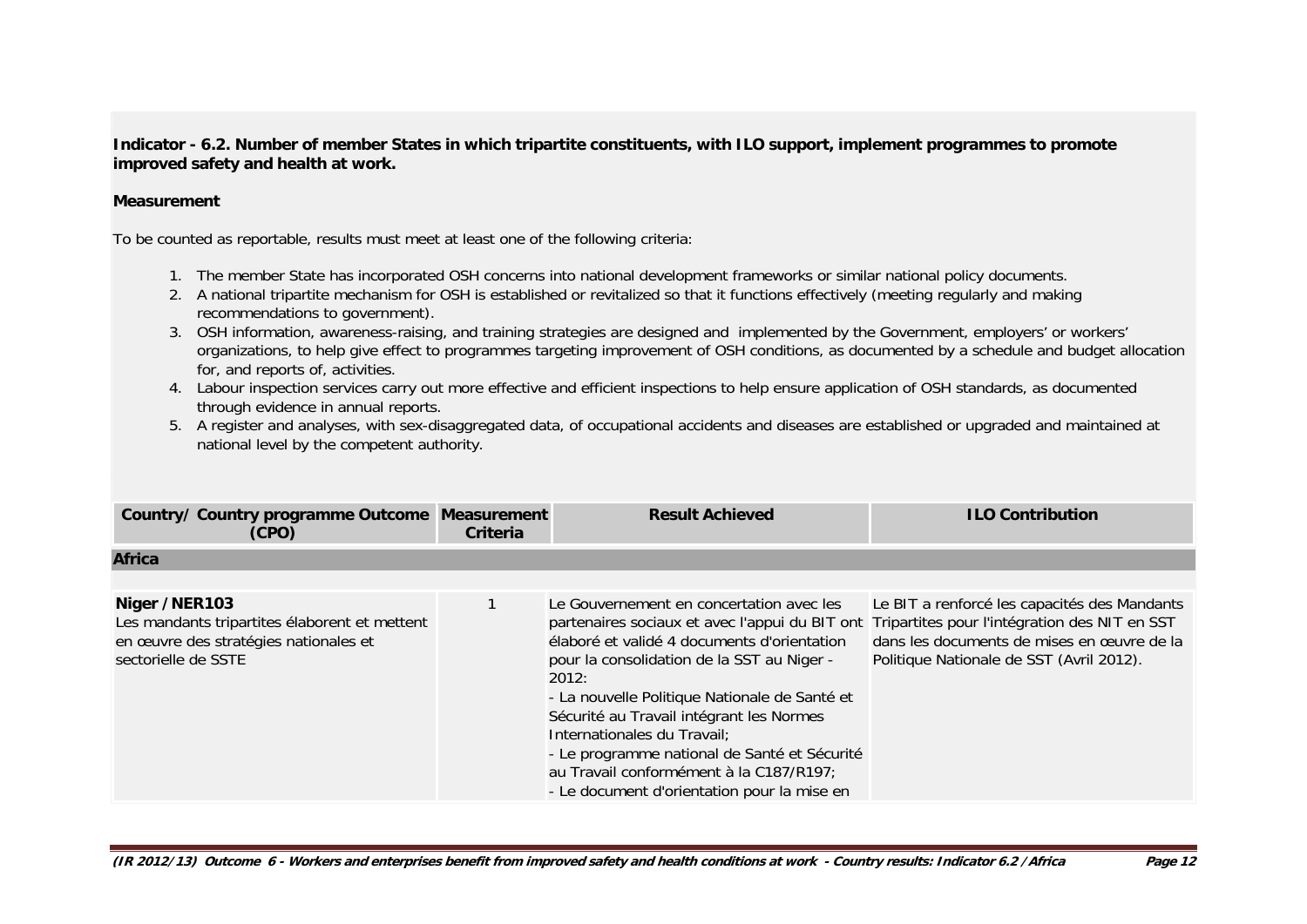**Indicator - 6.2. Number of member States in which tripartite constituents, with ILO support, implement programmes to promote improved safety and health at work.**

**Measurement**

To be counted as reportable, results must meet at least one of the following criteria:

1. The member State has incorporated OSH concerns into national development frameworks or similar national policy documents.
2. A national tripartite mechanism for OSH is established or revitalized so that it functions effectively (meeting regularly and making recommendations to government).
3. OSH information, awareness-raising, and training strategies are designed and implemented by the Government, employers' or workers' organizations, to help give effect to programmes targeting improvement of OSH conditions, as documented by a schedule and budget allocation for, and reports of, activities.
4. Labour inspection services carry out more effective and efficient inspections to help ensure application of OSH standards, as documented through evidence in annual reports.
5. A register and analyses, with sex-disaggregated data, of occupational accidents and diseases are established or upgraded and maintained at national level by the competent authority.

| Country/ Country programme Outcome (CPO) | Measurement Criteria | Result Achieved | ILO Contribution |
|---|---|---|---|
| **Africa** | | | |
| **Niger / NER103**<br>Les mandants tripartites élaborent et mettent en œuvre des stratégies nationales et sectorielle de SSTE | 1 | Le Gouvernement en concertation avec les partenaires sociaux et avec l'appui du BIT ont élaboré et validé 4 documents d'orientation pour la consolidation de la SST au Niger - 2012:<br>- La nouvelle Politique Nationale de Santé et Sécurité au Travail intégrant les Normes Internationales du Travail;<br>- Le programme national de Santé et Sécurité au Travail conformément à la C187/R197;<br>- Le document d'orientation pour la mise en | Le BIT a renforcé les capacités des Mandants Tripartites pour l'intégration des NIT en SST dans les documents de mises en œuvre de la Politique Nationale de SST (Avril 2012). |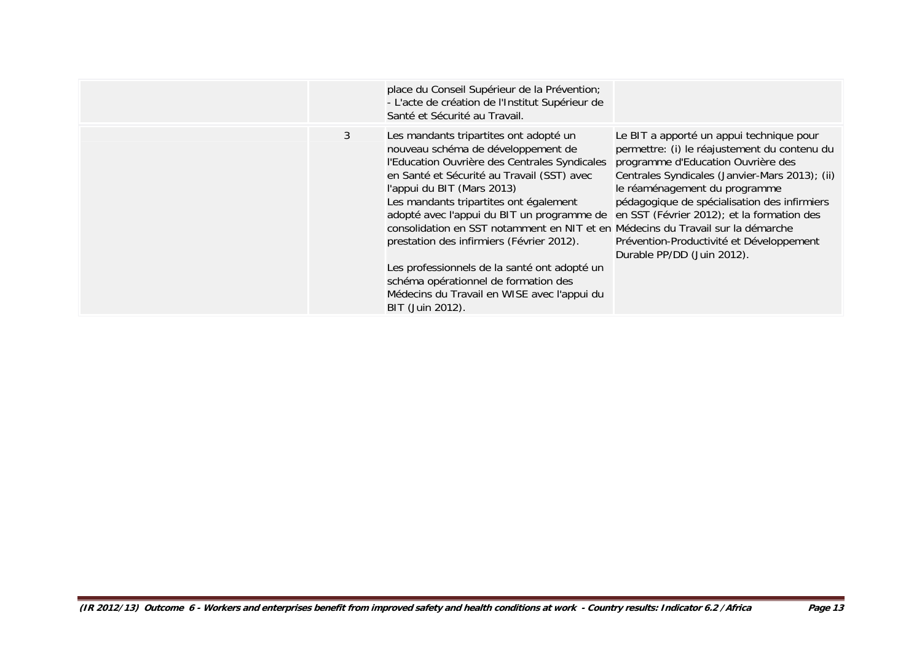| | | | |
|---|---|---|---|
| | | place du Conseil Supérieur de la Prévention;<br>- L'acte de création de l'Institut Supérieur de Santé et Sécurité au Travail. | |
| | 3 | Les mandants tripartites ont adopté un nouveau schéma de développement de l'Education Ouvrière des Centrales Syndicales en Santé et Sécurité au Travail (SST) avec l'appui du BIT (Mars 2013)<br>Les mandants tripartites ont également adopté avec l'appui du BIT un programme de consolidation en SST notamment en NIT et en prestation des infirmiers (Février 2012).<br><br>Les professionnels de la santé ont adopté un schéma opérationnel de formation des Médecins du Travail en WISE avec l'appui du BIT (Juin 2012). | Le BIT a apporté un appui technique pour permettre: (i) le réajustement du contenu du programme d'Education Ouvrière des Centrales Syndicales (Janvier-Mars 2013); (ii) le réaménagement du programme pédagogique de spécialisation des infirmiers en SST (Février 2012); et la formation des Médecins du Travail sur la démarche Prévention-Productivité et Développement Durable PP/DD (Juin 2012). |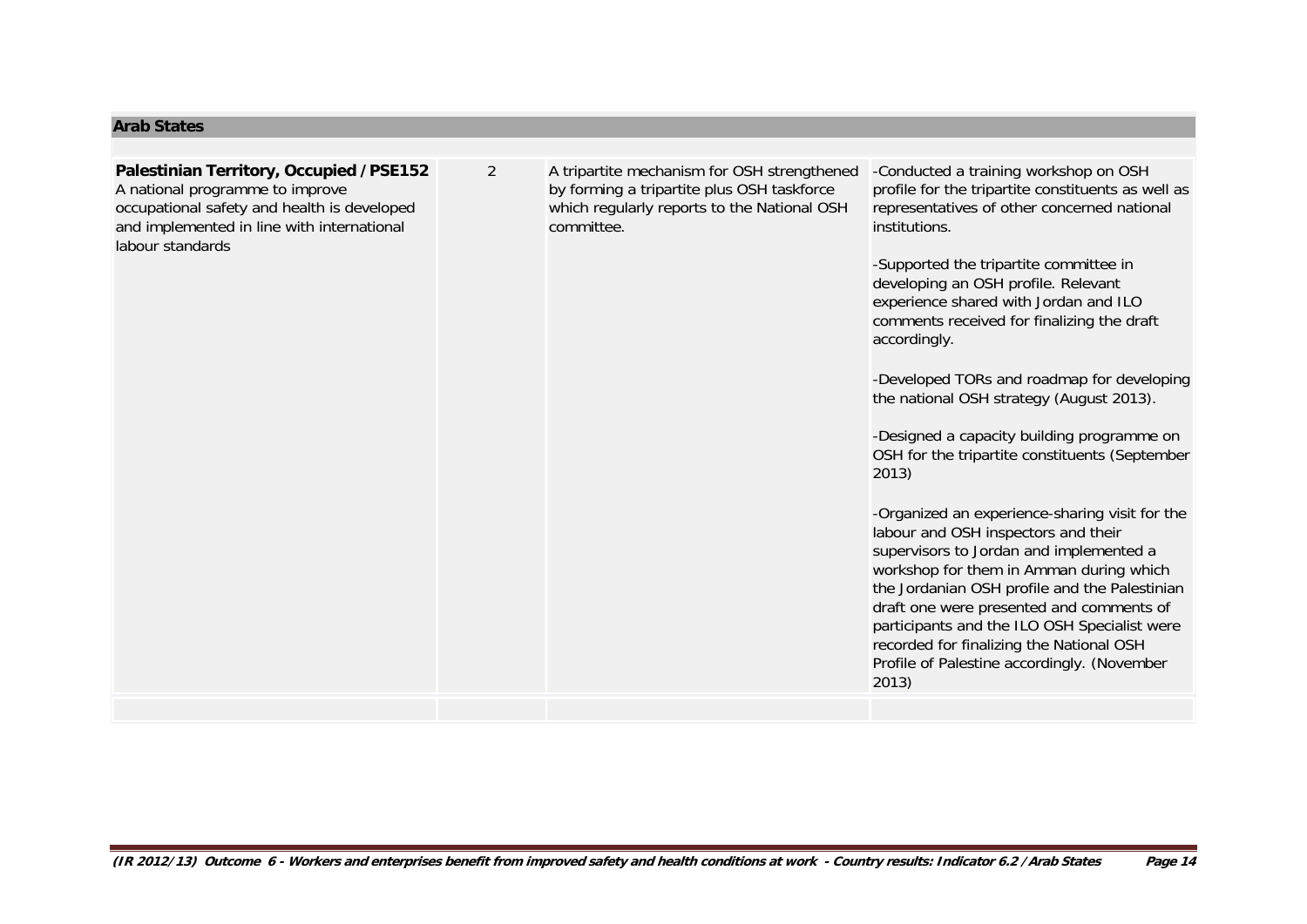## Arab States

| | | | |
|---|---|---|---|
| **Palestinian Territory, Occupied / PSE152**<br>A national programme to improve occupational safety and health is developed and implemented in line with international labour standards | 2 | A tripartite mechanism for OSH strengthened by forming a tripartite plus OSH taskforce which regularly reports to the National OSH committee. | -Conducted a training workshop on OSH profile for the tripartite constituents as well as representatives of other concerned national institutions.<br><br>-Supported the tripartite committee in developing an OSH profile. Relevant experience shared with Jordan and ILO comments received for finalizing the draft accordingly.<br><br>-Developed TORs and roadmap for developing the national OSH strategy (August 2013).<br><br>-Designed a capacity building programme on OSH for the tripartite constituents (September 2013)<br><br>-Organized an experience-sharing visit for the labour and OSH inspectors and their supervisors to Jordan and implemented a workshop for them in Amman during which the Jordanian OSH profile and the Palestinian draft one were presented and comments of participants and the ILO OSH Specialist were recorded for finalizing the National OSH Profile of Palestine accordingly. (November 2013) |
| | | | |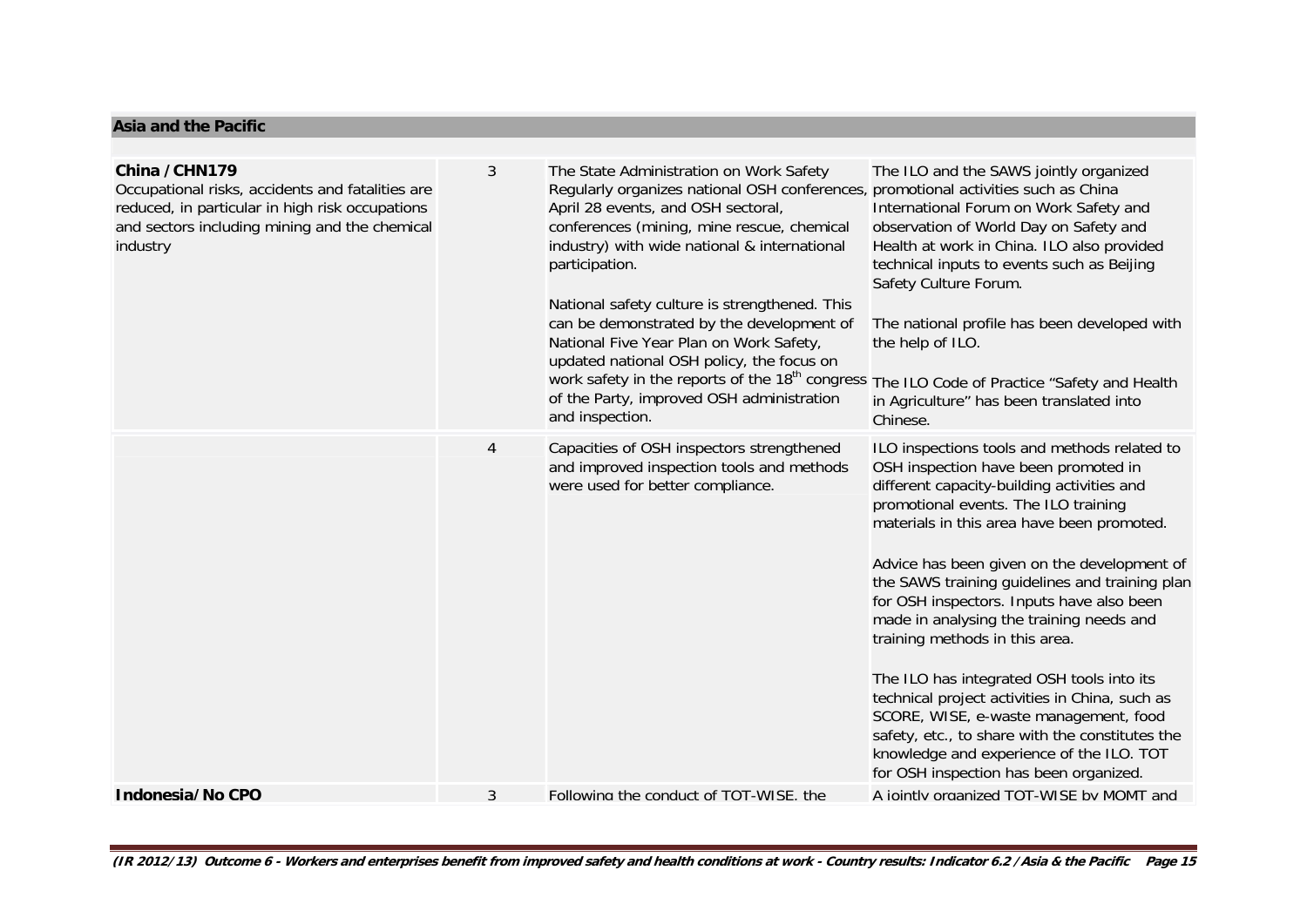## Asia and the Pacific

| | | | |
|---|---|---|---|
| **China / CHN179**<br>Occupational risks, accidents and fatalities are reduced, in particular in high risk occupations and sectors including mining and the chemical industry | 3 | The State Administration on Work Safety Regularly organizes national OSH conferences, April 28 events, and OSH sectoral, conferences (mining, mine rescue, chemical industry) with wide national & international participation.<br><br>National safety culture is strengthened. This can be demonstrated by the development of National Five Year Plan on Work Safety, updated national OSH policy, the focus on work safety in the reports of the 18th congress of the Party, improved OSH administration and inspection. | The ILO and the SAWS jointly organized promotional activities such as China International Forum on Work Safety and observation of World Day on Safety and Health at work in China. ILO also provided technical inputs to events such as Beijing Safety Culture Forum.<br><br>The national profile has been developed with the help of ILO.<br><br>The ILO Code of Practice "Safety and Health in Agriculture" has been translated into Chinese. |
| | 4 | Capacities of OSH inspectors strengthened and improved inspection tools and methods were used for better compliance. | ILO inspections tools and methods related to OSH inspection have been promoted in different capacity-building activities and promotional events. The ILO training materials in this area have been promoted.<br><br>Advice has been given on the development of the SAWS training guidelines and training plan for OSH inspectors. Inputs have also been made in analysing the training needs and training methods in this area.<br><br>The ILO has integrated OSH tools into its technical project activities in China, such as SCORE, WISE, e-waste management, food safety, etc., to share with the constitutes the knowledge and experience of the ILO. TOT for OSH inspection has been organized. |
| **Indonesia/ No CPO** | 3 | Following the conduct of TOT-WISE, the | A jointly organized TOT-WISE by MOMT and |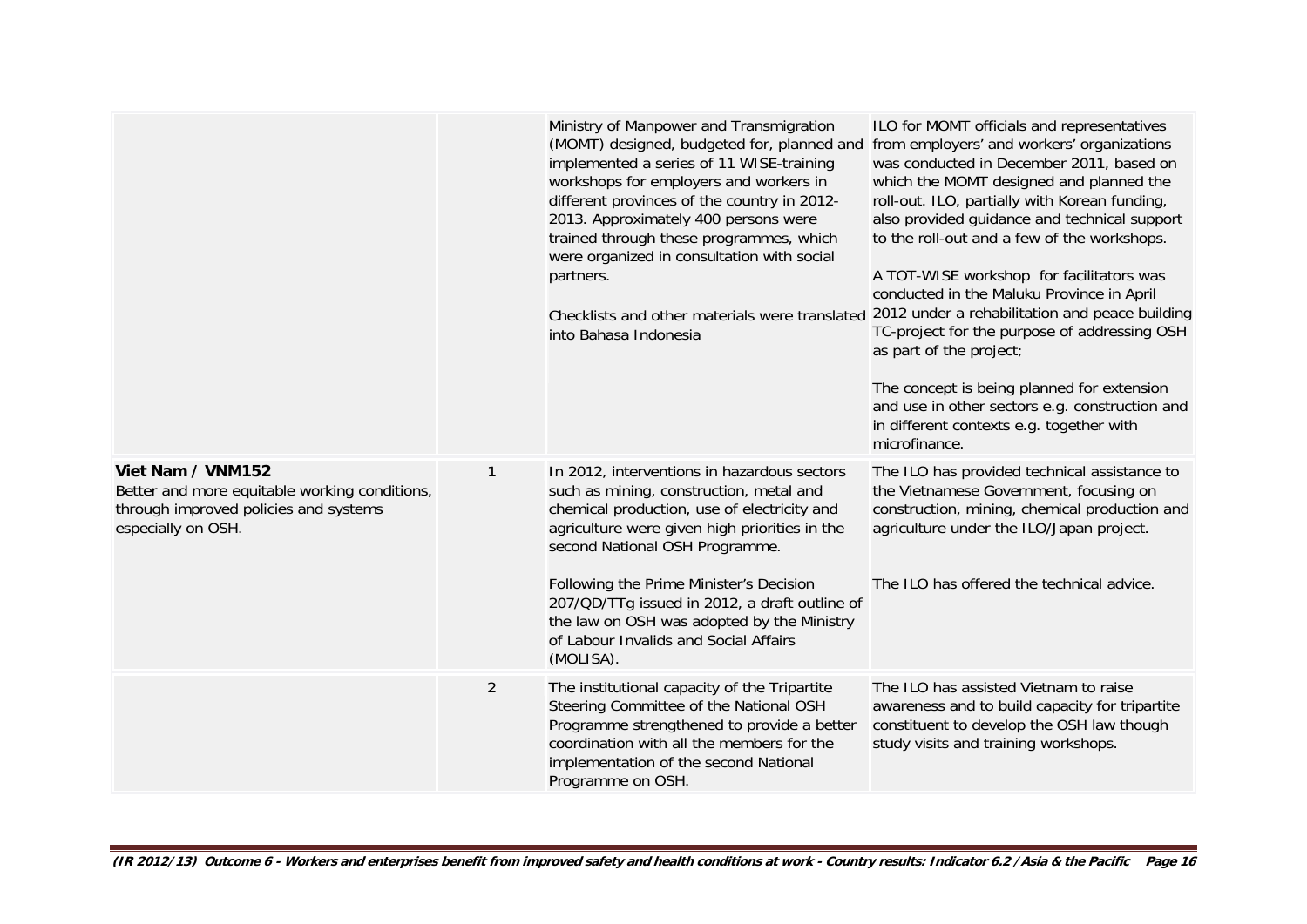| | | | |
|---|---|---|---|
| | | Ministry of Manpower and Transmigration (MOMT) designed, budgeted for, planned and implemented a series of 11 WISE-training workshops for employers and workers in different provinces of the country in 2012-2013. Approximately 400 persons were trained through these programmes, which were organized in consultation with social partners.<br><br>Checklists and other materials were translated into Bahasa Indonesia | ILO for MOMT officials and representatives from employers' and workers' organizations was conducted in December 2011, based on which the MOMT designed and planned the roll-out. ILO, partially with Korean funding, also provided guidance and technical support to the roll-out and a few of the workshops.<br><br>A TOT-WISE workshop for facilitators was conducted in the Maluku Province in April 2012 under a rehabilitation and peace building TC-project for the purpose of addressing OSH as part of the project;<br><br>The concept is being planned for extension and use in other sectors e.g. construction and in different contexts e.g. together with microfinance. |
| **Viet Nam / VNM152**<br>Better and more equitable working conditions, through improved policies and systems especially on OSH. | 1 | In 2012, interventions in hazardous sectors such as mining, construction, metal and chemical production, use of electricity and agriculture were given high priorities in the second National OSH Programme.<br><br>Following the Prime Minister's Decision 207/QD/TTg issued in 2012, a draft outline of the law on OSH was adopted by the Ministry of Labour Invalids and Social Affairs (MOLISA). | The ILO has provided technical assistance to the Vietnamese Government, focusing on construction, mining, chemical production and agriculture under the ILO/Japan project.<br><br>The ILO has offered the technical advice. |
| | 2 | The institutional capacity of the Tripartite Steering Committee of the National OSH Programme strengthened to provide a better coordination with all the members for the implementation of the second National Programme on OSH. | The ILO has assisted Vietnam to raise awareness and to build capacity for tripartite constituent to develop the OSH law though study visits and training workshops. |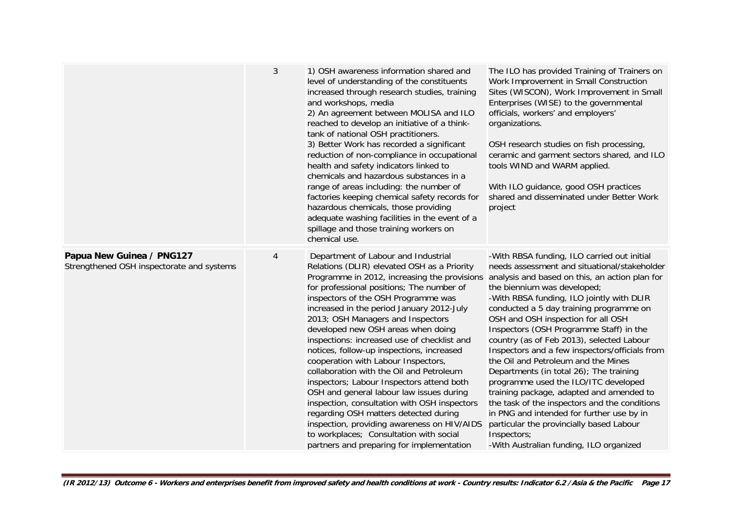| | | | |
|---|---|---|---|
| | 3 | 1) OSH awareness information shared and level of understanding of the constituents increased through research studies, training and workshops, media<br>2) An agreement between MOLISA and ILO reached to develop an initiative of a think-tank of national OSH practitioners.<br>3) Better Work has recorded a significant reduction of non-compliance in occupational health and safety indicators linked to chemicals and hazardous substances in a range of areas including: the number of factories keeping chemical safety records for hazardous chemicals, those providing adequate washing facilities in the event of a spillage and those training workers on chemical use. | The ILO has provided Training of Trainers on Work Improvement in Small Construction Sites (WISCON), Work Improvement in Small Enterprises (WISE) to the governmental officials, workers' and employers' organizations.<br><br>OSH research studies on fish processing, ceramic and garment sectors shared, and ILO tools WIND and WARM applied.<br><br>With ILO guidance, good OSH practices shared and disseminated under Better Work project |
| **Papua New Guinea / PNG127**<br>Strengthened OSH inspectorate and systems | 4 | Department of Labour and Industrial Relations (DLIR) elevated OSH as a Priority Programme in 2012, increasing the provisions for professional positions; The number of inspectors of the OSH Programme was increased in the period January 2012-July 2013; OSH Managers and Inspectors developed new OSH areas when doing inspections: increased use of checklist and notices, follow-up inspections, increased cooperation with Labour Inspectors, collaboration with the Oil and Petroleum inspectors; Labour Inspectors attend both OSH and general labour law issues during inspection, consultation with OSH inspectors regarding OSH matters detected during inspection, providing awareness on HIV/AIDS to workplaces; Consultation with social partners and preparing for implementation | -With RBSA funding, ILO carried out initial needs assessment and situational/stakeholder analysis and based on this, an action plan for the biennium was developed;<br>-With RBSA funding, ILO jointly with DLIR conducted a 5 day training programme on OSH and OSH inspection for all OSH Inspectors (OSH Programme Staff) in the country (as of Feb 2013), selected Labour Inspectors and a few inspectors/officials from the Oil and Petroleum and the Mines Departments (in total 26); The training programme used the ILO/ITC developed training package, adapted and amended to the task of the inspectors and the conditions in PNG and intended for further use by in particular the provincially based Labour Inspectors;<br>-With Australian funding, ILO organized |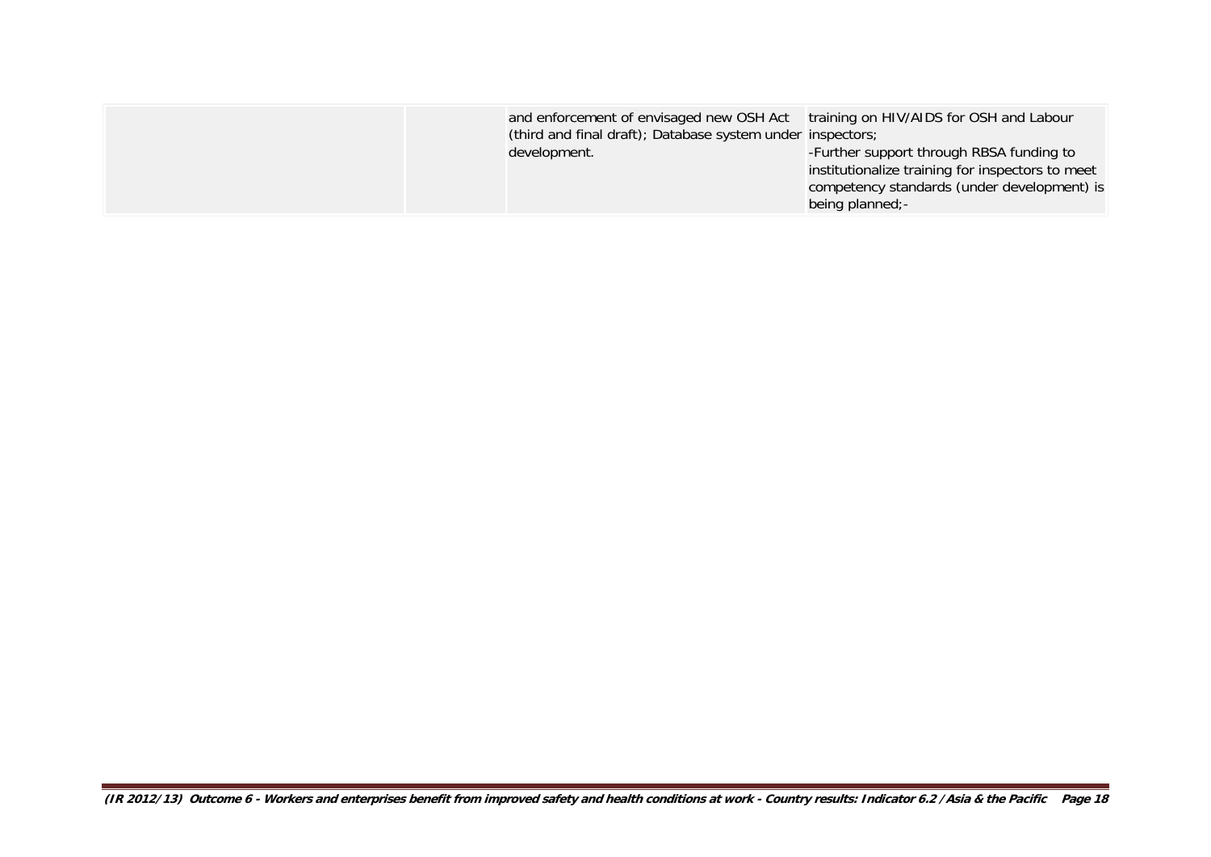|  |  | and enforcement of envisaged new OSH Act (third and final draft); Database system under development. | training on HIV/AIDS for OSH and Labour inspectors;<br>-Further support through RBSA funding to institutionalize training for inspectors to meet competency standards (under development) is being planned;- |
|---|---|---|---|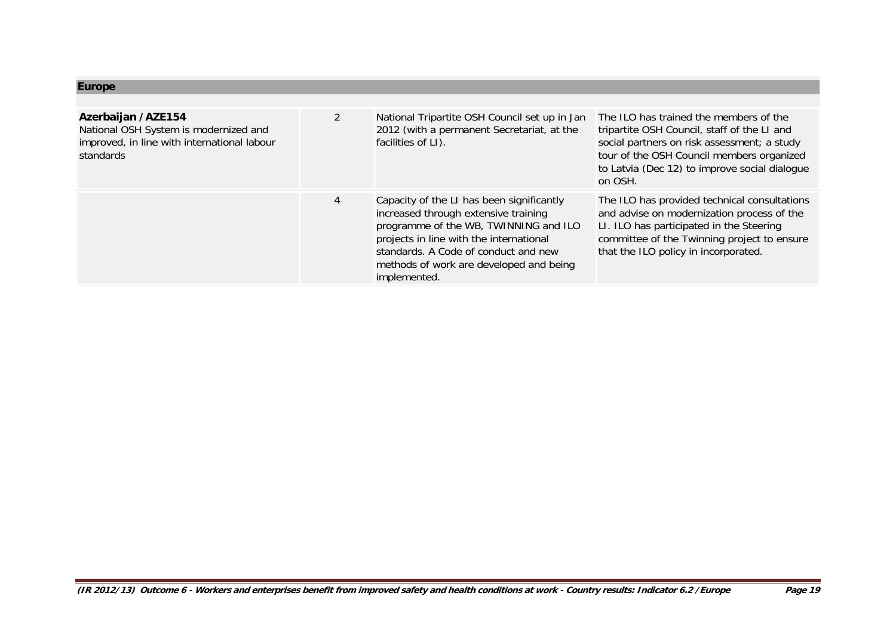## Europe

| | | | |
|---|---|---|---|
| **Azerbaijan / AZE154**<br>National OSH System is modernized and improved, in line with international labour standards | 2 | National Tripartite OSH Council set up in Jan 2012 (with a permanent Secretariat, at the facilities of LI). | The ILO has trained the members of the tripartite OSH Council, staff of the LI and social partners on risk assessment; a study tour of the OSH Council members organized to Latvia (Dec 12) to improve social dialogue on OSH. |
| | 4 | Capacity of the LI has been significantly increased through extensive training programme of the WB, TWINNING and ILO projects in line with the international standards. A Code of conduct and new methods of work are developed and being implemented. | The ILO has provided technical consultations and advise on modernization process of the LI. ILO has participated in the Steering committee of the Twinning project to ensure that the ILO policy in incorporated. |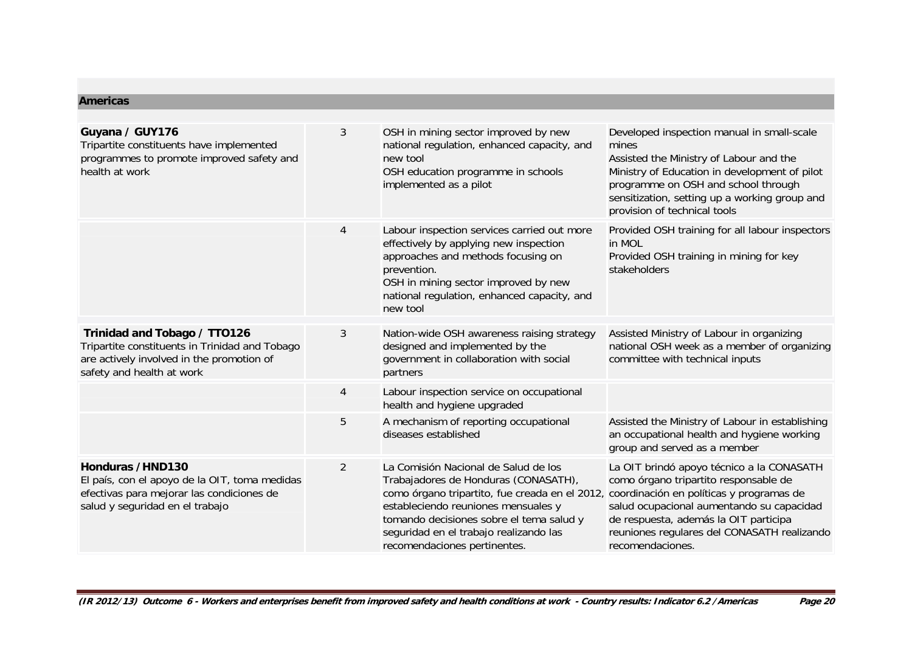## Americas

| | | | |
|---|---|---|---|
| **Guyana / GUY176**<br>Tripartite constituents have implemented programmes to promote improved safety and health at work | 3 | OSH in mining sector improved by new national regulation, enhanced capacity, and new tool<br>OSH education programme in schools implemented as a pilot | Developed inspection manual in small-scale mines<br>Assisted the Ministry of Labour and the Ministry of Education in development of pilot programme on OSH and school through sensitization, setting up a working group and provision of technical tools |
| | 4 | Labour inspection services carried out more effectively by applying new inspection approaches and methods focusing on prevention.<br>OSH in mining sector improved by new national regulation, enhanced capacity, and new tool | Provided OSH training for all labour inspectors in MOL<br>Provided OSH training in mining for key stakeholders |
| **Trinidad and Tobago / TTO126**<br>Tripartite constituents in Trinidad and Tobago are actively involved in the promotion of safety and health at work | 3 | Nation-wide OSH awareness raising strategy designed and implemented by the government in collaboration with social partners | Assisted Ministry of Labour in organizing national OSH week as a member of organizing committee with technical inputs |
| | 4 | Labour inspection service on occupational health and hygiene upgraded | |
| | 5 | A mechanism of reporting occupational diseases established | Assisted the Ministry of Labour in establishing an occupational health and hygiene working group and served as a member |
| **Honduras / HND130**<br>El país, con el apoyo de la OIT, toma medidas efectivas para mejorar las condiciones de salud y seguridad en el trabajo | 2 | La Comisión Nacional de Salud de los Trabajadores de Honduras (CONASATH), como órgano tripartito, fue creada en el 2012, estableciendo reuniones mensuales y tomando decisiones sobre el tema salud y seguridad en el trabajo realizando las recomendaciones pertinentes. | La OIT brindó apoyo técnico a la CONASATH como órgano tripartito responsable de coordinación en políticas y programas de salud ocupacional aumentando su capacidad de respuesta, además la OIT participa reuniones regulares del CONASATH realizando recomendaciones. |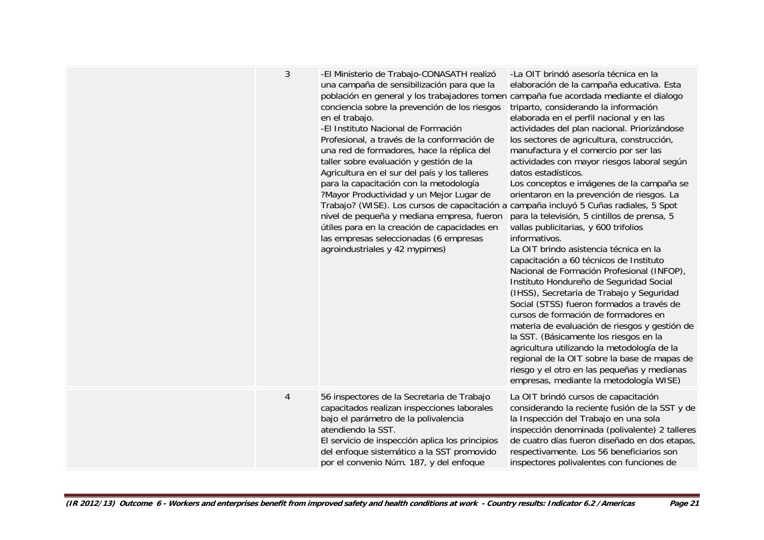|  | 3 | -El Ministerio de Trabajo-CONASATH realizó una campaña de sensibilización para que la población en general y los trabajadores tomen conciencia sobre la prevención de los riesgos en el trabajo.<br>-El Instituto Nacional de Formación Profesional, a través de la conformación de una red de formadores, hace la réplica del taller sobre evaluación y gestión de la Agricultura en el sur del país y los talleres para la capacitación con la metodología ?Mayor Productividad y un Mejor Lugar de Trabajo? (WISE). Los cursos de capacitación a nivel de pequeña y mediana empresa, fueron útiles para en la creación de capacidades en las empresas seleccionadas (6 empresas agroindustriales y 42 mypimes) | -La OIT brindó asesoría técnica en la elaboración de la campaña educativa. Esta campaña fue acordada mediante el dialogo triparto, considerando la información elaborada en el perfil nacional y en las actividades del plan nacional. Priorizándose los sectores de agricultura, construcción, manufactura y el comercio por ser las actividades con mayor riesgos laboral según datos estadísticos.<br>Los conceptos e imágenes de la campaña se orientaron en la prevención de riesgos. La campaña incluyó 5 Cuñas radiales, 5 Spot para la televisión, 5 cintillos de prensa, 5 vallas publicitarias, y 600 trifolios informativos.<br>La OIT brindo asistencia técnica en la capacitación a 60 técnicos de Instituto Nacional de Formación Profesional (INFOP), Instituto Hondureño de Seguridad Social (IHSS), Secretaria de Trabajo y Seguridad Social (STSS) fueron formados a través de cursos de formación de formadores en materia de evaluación de riesgos y gestión de la SST. (Básicamente los riesgos en la agricultura utilizando la metodología de la regional de la OIT sobre la base de mapas de riesgo y el otro en las pequeñas y medianas empresas, mediante la metodología WISE) |
|---|---|---|---|
|  | 4 | 56 inspectores de la Secretaria de Trabajo capacitados realizan inspecciones laborales bajo el parámetro de la polivalencia atendiendo la SST.<br>El servicio de inspección aplica los principios del enfoque sistemático a la SST promovido por el convenio Núm. 187, y del enfoque | La OIT brindó cursos de capacitación considerando la reciente fusión de la SST y de la Inspección del Trabajo en una sola inspección denominada (polivalente) 2 talleres de cuatro días fueron diseñado en dos etapas, respectivamente. Los 56 beneficiarios son inspectores polivalentes con funciones de |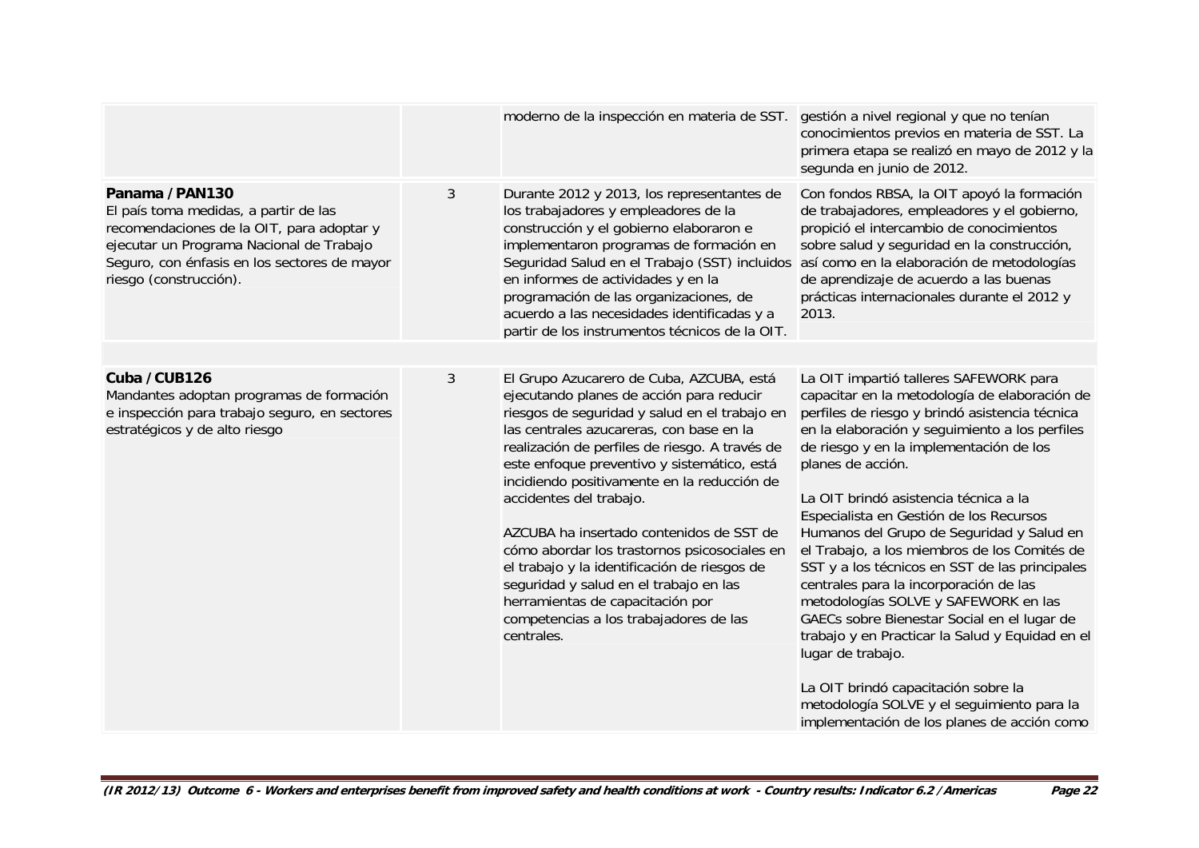| | | | |
|---|---|---|---|
| | | moderno de la inspección en materia de SST. | gestión a nivel regional y que no tenían conocimientos previos en materia de SST. La primera etapa se realizó en mayo de 2012 y la segunda en junio de 2012. |
| **Panama / PAN130**<br>El país toma medidas, a partir de las recomendaciones de la OIT, para adoptar y ejecutar un Programa Nacional de Trabajo Seguro, con énfasis en los sectores de mayor riesgo (construcción). | 3 | Durante 2012 y 2013, los representantes de los trabajadores y empleadores de la construcción y el gobierno elaboraron e implementaron programas de formación en Seguridad Salud en el Trabajo (SST) incluidos en informes de actividades y en la programación de las organizaciones, de acuerdo a las necesidades identificadas y a partir de los instrumentos técnicos de la OIT. | Con fondos RBSA, la OIT apoyó la formación de trabajadores, empleadores y el gobierno, propició el intercambio de conocimientos sobre salud y seguridad en la construcción, así como en la elaboración de metodologías de aprendizaje de acuerdo a las buenas prácticas internacionales durante el 2012 y 2013. |
| | | | |
| **Cuba / CUB126**<br>Mandantes adoptan programas de formación e inspección para trabajo seguro, en sectores estratégicos y de alto riesgo | 3 | El Grupo Azucarero de Cuba, AZCUBA, está ejecutando planes de acción para reducir riesgos de seguridad y salud en el trabajo en las centrales azucareras, con base en la realización de perfiles de riesgo. A través de este enfoque preventivo y sistemático, está incidiendo positivamente en la reducción de accidentes del trabajo.<br><br>AZCUBA ha insertado contenidos de SST de cómo abordar los trastornos psicosociales en el trabajo y la identificación de riesgos de seguridad y salud en el trabajo en las herramientas de capacitación por competencias a los trabajadores de las centrales. | La OIT impartió talleres SAFEWORK para capacitar en la metodología de elaboración de perfiles de riesgo y brindó asistencia técnica en la elaboración y seguimiento a los perfiles de riesgo y en la implementación de los planes de acción.<br><br>La OIT brindó asistencia técnica a la Especialista en Gestión de los Recursos Humanos del Grupo de Seguridad y Salud en el Trabajo, a los miembros de los Comités de SST y a los técnicos en SST de las principales centrales para la incorporación de las metodologías SOLVE y SAFEWORK en las GAECs sobre Bienestar Social en el lugar de trabajo y en Practicar la Salud y Equidad en el lugar de trabajo.<br><br>La OIT brindó capacitación sobre la metodología SOLVE y el seguimiento para la implementación de los planes de acción como |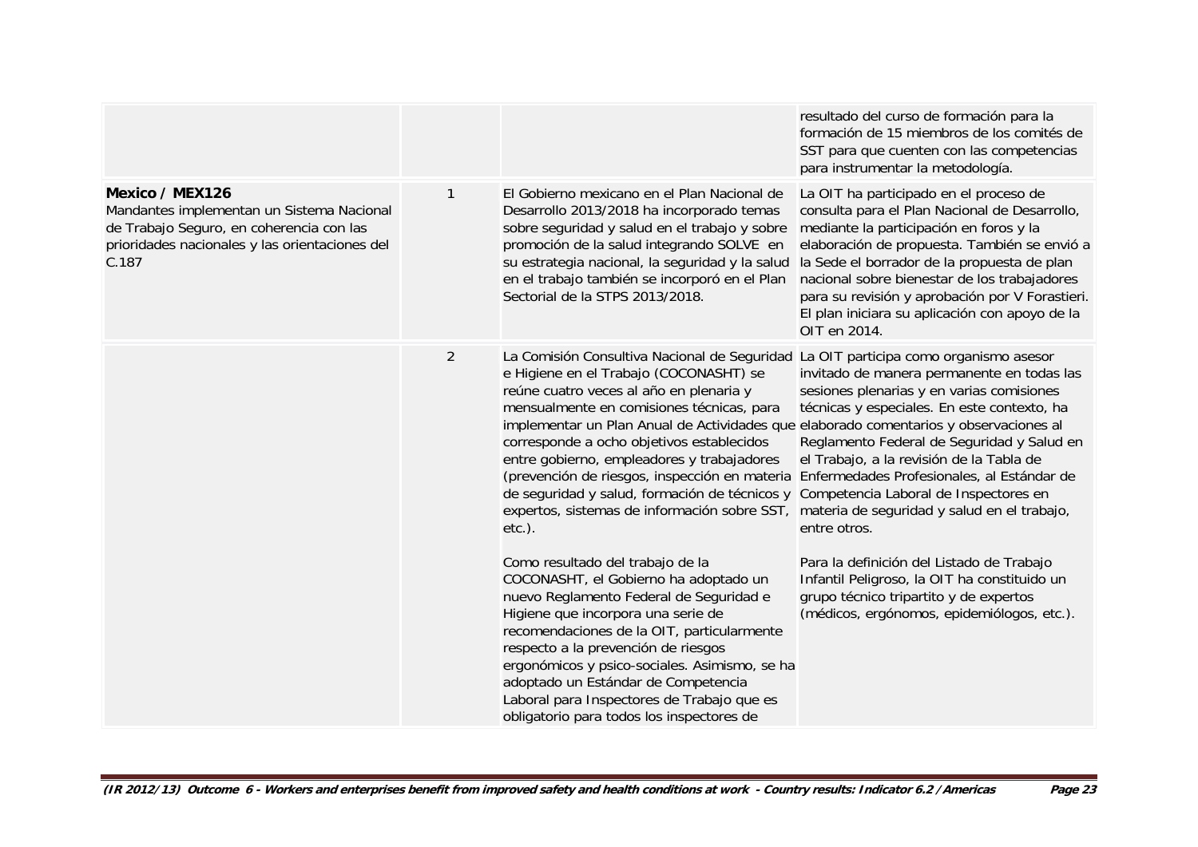| | | | |
|---|---|---|---|
| | | | resultado del curso de formación para la formación de 15 miembros de los comités de SST para que cuenten con las competencias para instrumentar la metodología. |
| **Mexico / MEX126**<br>Mandantes implementan un Sistema Nacional de Trabajo Seguro, en coherencia con las prioridades nacionales y las orientaciones del C.187 | 1 | El Gobierno mexicano en el Plan Nacional de Desarrollo 2013/2018 ha incorporado temas sobre seguridad y salud en el trabajo y sobre promoción de la salud integrando SOLVE en su estrategia nacional, la seguridad y la salud en el trabajo también se incorporó en el Plan Sectorial de la STPS 2013/2018. | La OIT ha participado en el proceso de consulta para el Plan Nacional de Desarrollo, mediante la participación en foros y la elaboración de propuesta. También se envió a la Sede el borrador de la propuesta de plan nacional sobre bienestar de los trabajadores para su revisión y aprobación por V Forastieri. El plan iniciara su aplicación con apoyo de la OIT en 2014. |
| | 2 | La Comisión Consultiva Nacional de Seguridad e Higiene en el Trabajo (COCONASHT) se reúne cuatro veces al año en plenaria y mensualmente en comisiones técnicas, para implementar un Plan Anual de Actividades que corresponde a ocho objetivos establecidos entre gobierno, empleadores y trabajadores (prevención de riesgos, inspección en materia de seguridad y salud, formación de técnicos y expertos, sistemas de información sobre SST, etc.).<br><br>Como resultado del trabajo de la COCONASHT, el Gobierno ha adoptado un nuevo Reglamento Federal de Seguridad e Higiene que incorpora una serie de recomendaciones de la OIT, particularmente respecto a la prevención de riesgos ergonómicos y psico-sociales. Asimismo, se ha adoptado un Estándar de Competencia Laboral para Inspectores de Trabajo que es obligatorio para todos los inspectores de | La OIT participa como organismo asesor invitado de manera permanente en todas las sesiones plenarias y en varias comisiones técnicas y especiales. En este contexto, ha elaborado comentarios y observaciones al Reglamento Federal de Seguridad y Salud en el Trabajo, a la revisión de la Tabla de Enfermedades Profesionales, al Estándar de Competencia Laboral de Inspectores en materia de seguridad y salud en el trabajo, entre otros.<br><br>Para la definición del Listado de Trabajo Infantil Peligroso, la OIT ha constituido un grupo técnico tripartito y de expertos (médicos, ergónomos, epidemiólogos, etc.). |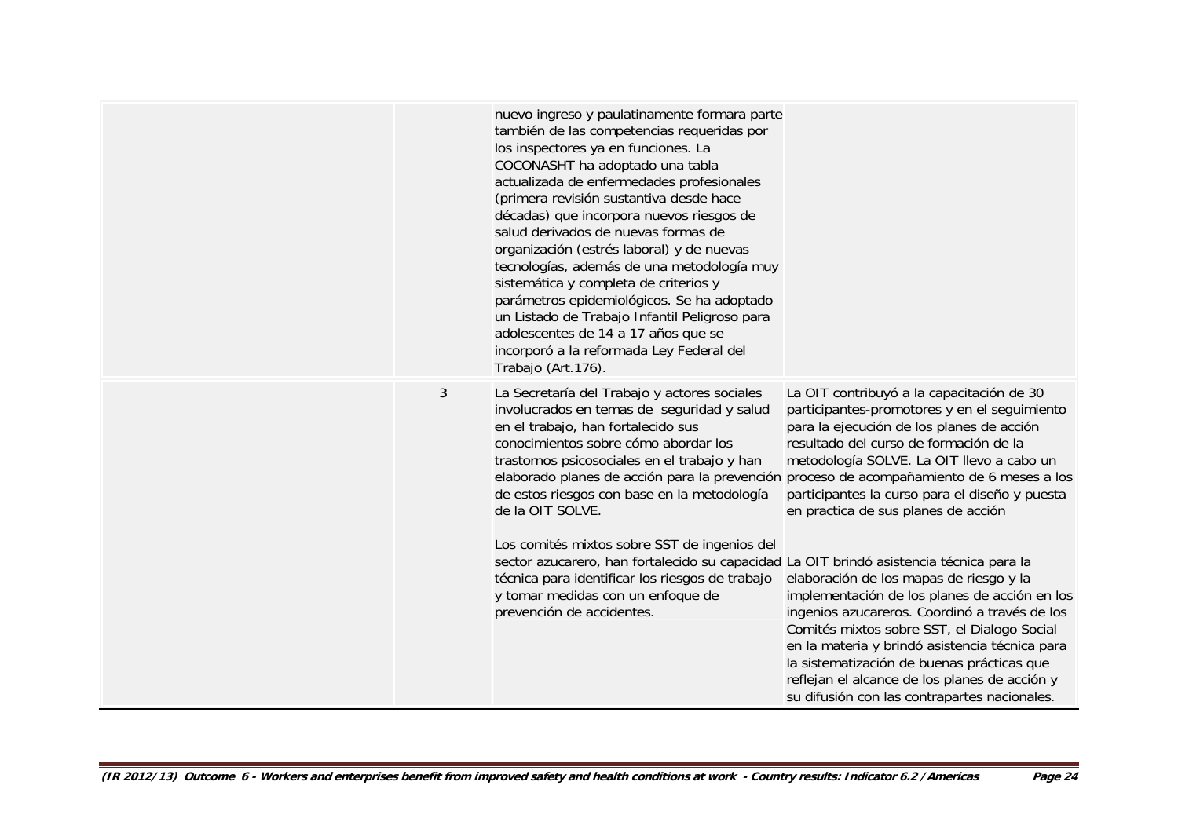| | | | |
|---|---|---|---|
| | | nuevo ingreso y paulatinamente formara parte también de las competencias requeridas por los inspectores ya en funciones. La COCONASHT ha adoptado una tabla actualizada de enfermedades profesionales (primera revisión sustantiva desde hace décadas) que incorpora nuevos riesgos de salud derivados de nuevas formas de organización (estrés laboral) y de nuevas tecnologías, además de una metodología muy sistemática y completa de criterios y parámetros epidemiológicos. Se ha adoptado un Listado de Trabajo Infantil Peligroso para adolescentes de 14 a 17 años que se incorporó a la reformada Ley Federal del Trabajo (Art.176). | |
| | 3 | La Secretaría del Trabajo y actores sociales involucrados en temas de seguridad y salud en el trabajo, han fortalecido sus conocimientos sobre cómo abordar los trastornos psicosociales en el trabajo y han elaborado planes de acción para la prevención de estos riesgos con base en la metodología de la OIT SOLVE.<br><br>Los comités mixtos sobre SST de ingenios del sector azucarero, han fortalecido su capacidad técnica para identificar los riesgos de trabajo y tomar medidas con un enfoque de prevención de accidentes. | La OIT contribuyó a la capacitación de 30 participantes-promotores y en el seguimiento para la ejecución de los planes de acción resultado del curso de formación de la metodología SOLVE. La OIT llevo a cabo un proceso de acompañamiento de 6 meses a los participantes la curso para el diseño y puesta en practica de sus planes de acción<br><br>La OIT brindó asistencia técnica para la elaboración de los mapas de riesgo y la implementación de los planes de acción en los ingenios azucareros. Coordinó a través de los Comités mixtos sobre SST, el Dialogo Social en la materia y brindó asistencia técnica para la sistematización de buenas prácticas que reflejan el alcance de los planes de acción y su difusión con las contrapartes nacionales. |